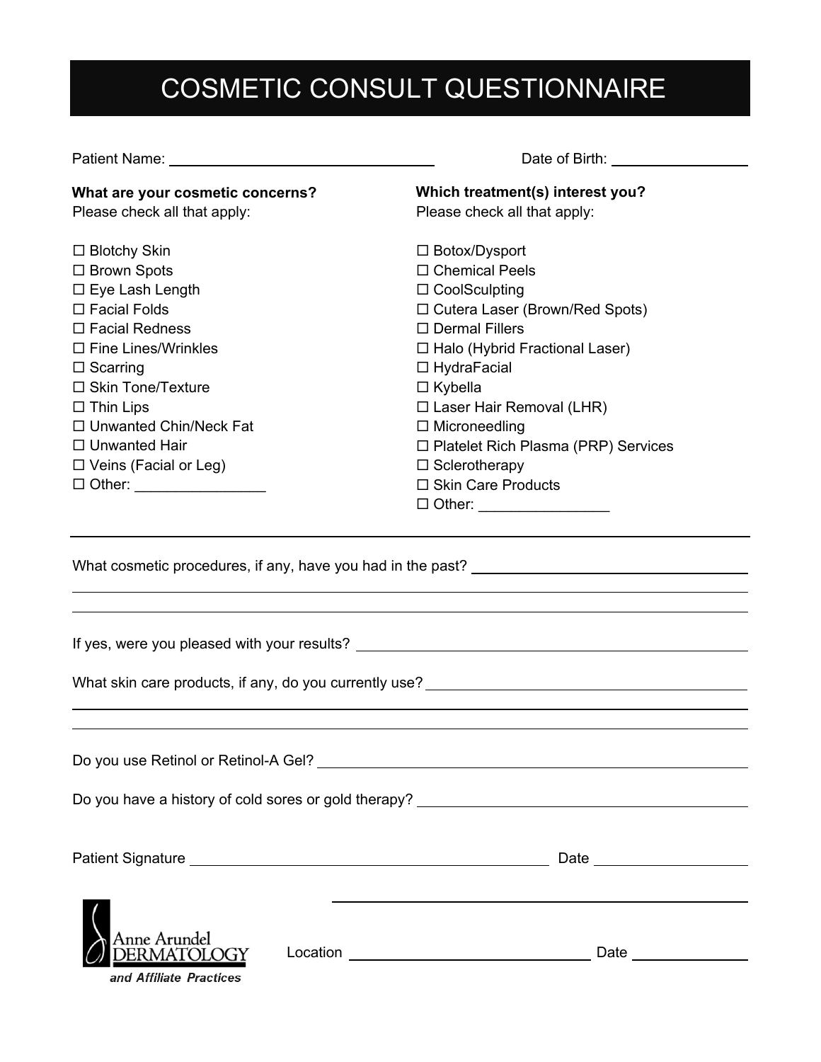# COSMETIC CONSULT QUESTIONNAIRE

Patient Name: ______________________________ Date of Birth: ________________

**What are your cosmetic concerns?**
Please check all that apply:

☐ Blotchy Skin
☐ Brown Spots
☐ Eye Lash Length
☐ Facial Folds
☐ Facial Redness
☐ Fine Lines/Wrinkles
☐ Scarring
☐ Skin Tone/Texture
☐ Thin Lips
☐ Unwanted Chin/Neck Fat
☐ Unwanted Hair
☐ Veins (Facial or Leg)
☐ Other: ________________

**Which treatment(s) interest you?**
Please check all that apply:

☐ Botox/Dysport
☐ Chemical Peels
☐ CoolSculpting
☐ Cutera Laser (Brown/Red Spots)
☐ Dermal Fillers
☐ Halo (Hybrid Fractional Laser)
☐ HydraFacial
☐ Kybella
☐ Laser Hair Removal (LHR)
☐ Microneedling
☐ Platelet Rich Plasma (PRP) Services
☐ Sclerotherapy
☐ Skin Care Products
☐ Other: ________________

---

What cosmetic procedures, if any, have you had in the past? ______________________________

______________________________________________________________________

______________________________________________________________________

If yes, were you pleased with your results? ______________________________

What skin care products, if any, do you currently use? ______________________________

______________________________________________________________________

______________________________________________________________________

Do you use Retinol or Retinol-A Gel? ______________________________

Do you have a history of cold sores or gold therapy? ______________________________

Patient Signature ______________________________ Date ________________

______________________________________________

Anne Arundel DERMATOLOGY
*and Affiliate Practices*

Location ______________________________ Date ________________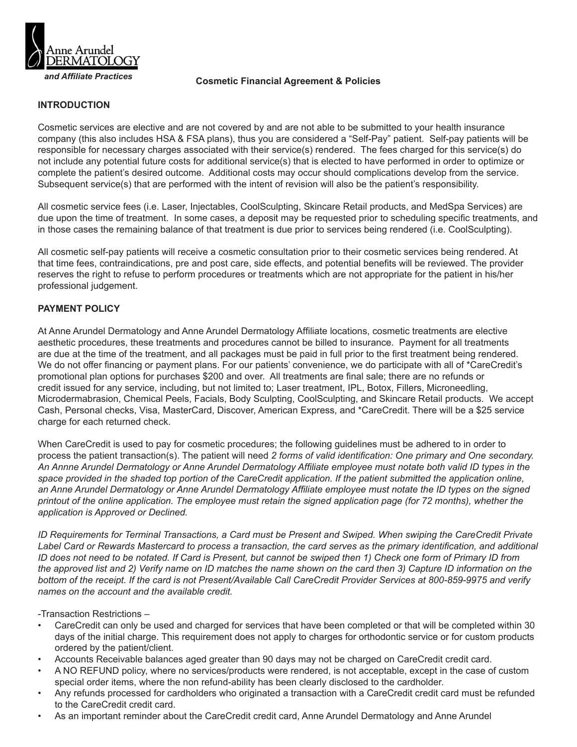Anne Arundel DERMATOLOGY

*and Affiliate Practices*

**Cosmetic Financial Agreement & Policies**

## INTRODUCTION

Cosmetic services are elective and are not covered by and are not able to be submitted to your health insurance company (this also includes HSA & FSA plans), thus you are considered a "Self-Pay" patient. Self-pay patients will be responsible for necessary charges associated with their service(s) rendered. The fees charged for this service(s) do not include any potential future costs for additional service(s) that is elected to have performed in order to optimize or complete the patient's desired outcome. Additional costs may occur should complications develop from the service. Subsequent service(s) that are performed with the intent of revision will also be the patient's responsibility.

All cosmetic service fees (i.e. Laser, Injectables, CoolSculpting, Skincare Retail products, and MedSpa Services) are due upon the time of treatment. In some cases, a deposit may be requested prior to scheduling specific treatments, and in those cases the remaining balance of that treatment is due prior to services being rendered (i.e. CoolSculpting).

All cosmetic self-pay patients will receive a cosmetic consultation prior to their cosmetic services being rendered. At that time fees, contraindications, pre and post care, side effects, and potential benefits will be reviewed. The provider reserves the right to refuse to perform procedures or treatments which are not appropriate for the patient in his/her professional judgement.

## PAYMENT POLICY

At Anne Arundel Dermatology and Anne Arundel Dermatology Affiliate locations, cosmetic treatments are elective aesthetic procedures, these treatments and procedures cannot be billed to insurance. Payment for all treatments are due at the time of the treatment, and all packages must be paid in full prior to the first treatment being rendered. We do not offer financing or payment plans. For our patients' convenience, we do participate with all of *CareCredit's promotional plan options for purchases $200 and over. All treatments are final sale; there are no refunds or credit issued for any service, including, but not limited to; Laser treatment, IPL, Botox, Fillers, Microneedling, Microdermabrasion, Chemical Peels, Facials, Body Sculpting, CoolSculpting, and Skincare Retail products. We accept Cash, Personal checks, Visa, MasterCard, Discover, American Express, and *CareCredit. There will be a $25 service charge for each returned check.

When CareCredit is used to pay for cosmetic procedures; the following guidelines must be adhered to in order to process the patient transaction(s). The patient will need *2 forms of valid identification: One primary and One secondary. An Annne Arundel Dermatology or Anne Arundel Dermatology Affiliate employee must notate both valid ID types in the space provided in the shaded top portion of the CareCredit application. If the patient submitted the application online, an Anne Arundel Dermatology or Anne Arundel Dermatology Affiliate employee must notate the ID types on the signed printout of the online application. The employee must retain the signed application page (for 72 months), whether the application is Approved or Declined.*

*ID Requirements for Terminal Transactions, a Card must be Present and Swiped. When swiping the CareCredit Private Label Card or Rewards Mastercard to process a transaction, the card serves as the primary identification, and additional ID does not need to be notated. If Card is Present, but cannot be swiped then 1) Check one form of Primary ID from the approved list and 2) Verify name on ID matches the name shown on the card then 3) Capture ID information on the bottom of the receipt. If the card is not Present/Available Call CareCredit Provider Services at 800-859-9975 and verify names on the account and the available credit.*

-Transaction Restrictions –

- CareCredit can only be used and charged for services that have been completed or that will be completed within 30 days of the initial charge. This requirement does not apply to charges for orthodontic service or for custom products ordered by the patient/client.
- Accounts Receivable balances aged greater than 90 days may not be charged on CareCredit credit card.
- A NO REFUND policy, where no services/products were rendered, is not acceptable, except in the case of custom special order items, where the non refund-ability has been clearly disclosed to the cardholder.
- Any refunds processed for cardholders who originated a transaction with a CareCredit credit card must be refunded to the CareCredit credit card.
- As an important reminder about the CareCredit credit card, Anne Arundel Dermatology and Anne Arundel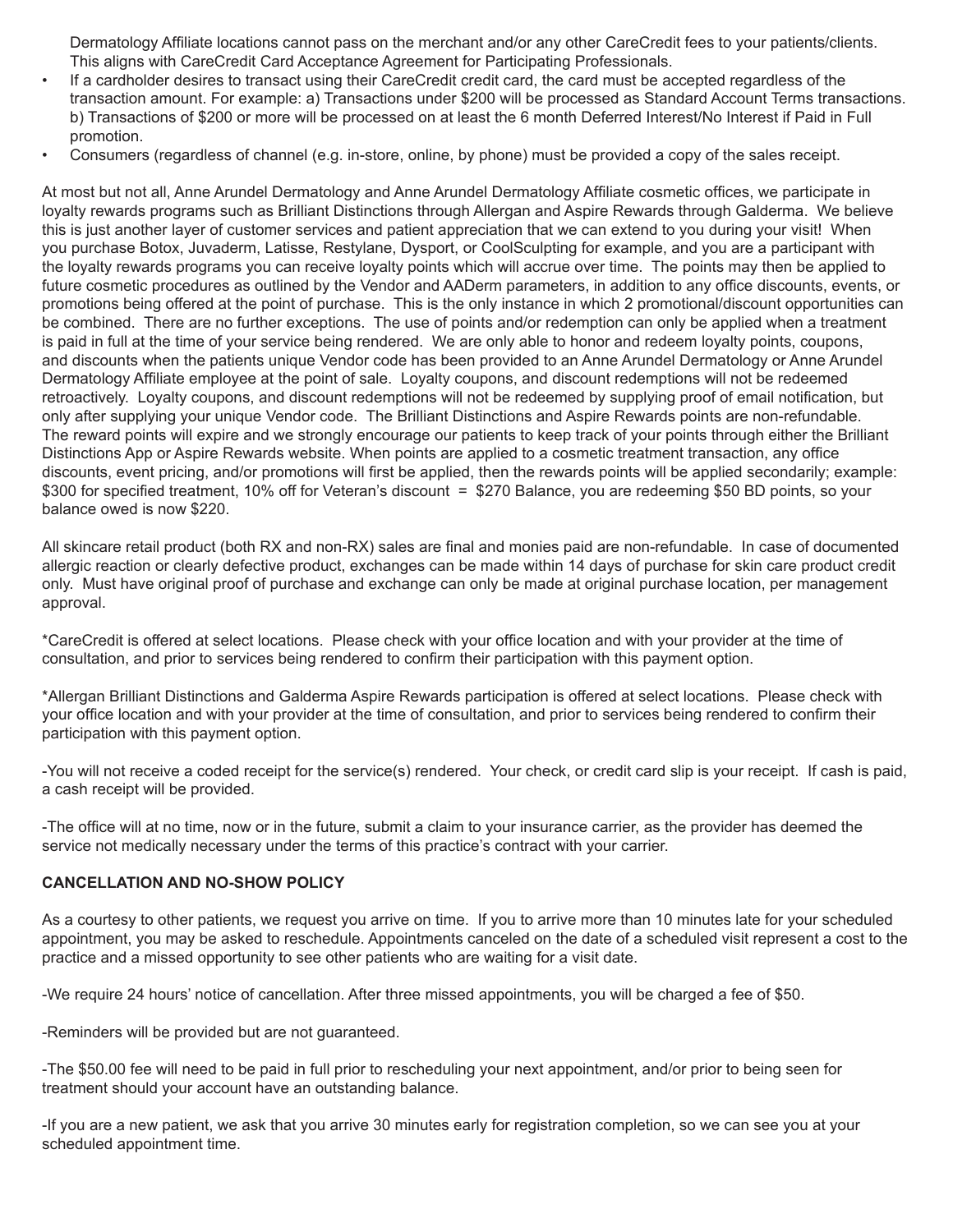Dermatology Affiliate locations cannot pass on the merchant and/or any other CareCredit fees to your patients/clients. This aligns with CareCredit Card Acceptance Agreement for Participating Professionals.

- If a cardholder desires to transact using their CareCredit credit card, the card must be accepted regardless of the transaction amount. For example: a) Transactions under $200 will be processed as Standard Account Terms transactions. b) Transactions of $200 or more will be processed on at least the 6 month Deferred Interest/No Interest if Paid in Full promotion.
- Consumers (regardless of channel (e.g. in-store, online, by phone) must be provided a copy of the sales receipt.

At most but not all, Anne Arundel Dermatology and Anne Arundel Dermatology Affiliate cosmetic offices, we participate in loyalty rewards programs such as Brilliant Distinctions through Allergan and Aspire Rewards through Galderma. We believe this is just another layer of customer services and patient appreciation that we can extend to you during your visit! When you purchase Botox, Juvaderm, Latisse, Restylane, Dysport, or CoolSculpting for example, and you are a participant with the loyalty rewards programs you can receive loyalty points which will accrue over time. The points may then be applied to future cosmetic procedures as outlined by the Vendor and AADerm parameters, in addition to any office discounts, events, or promotions being offered at the point of purchase. This is the only instance in which 2 promotional/discount opportunities can be combined. There are no further exceptions. The use of points and/or redemption can only be applied when a treatment is paid in full at the time of your service being rendered. We are only able to honor and redeem loyalty points, coupons, and discounts when the patients unique Vendor code has been provided to an Anne Arundel Dermatology or Anne Arundel Dermatology Affiliate employee at the point of sale. Loyalty coupons, and discount redemptions will not be redeemed retroactively. Loyalty coupons, and discount redemptions will not be redeemed by supplying proof of email notification, but only after supplying your unique Vendor code. The Brilliant Distinctions and Aspire Rewards points are non-refundable. The reward points will expire and we strongly encourage our patients to keep track of your points through either the Brilliant Distinctions App or Aspire Rewards website. When points are applied to a cosmetic treatment transaction, any office discounts, event pricing, and/or promotions will first be applied, then the rewards points will be applied secondarily; example: $300 for specified treatment, 10% off for Veteran's discount = $270 Balance, you are redeeming $50 BD points, so your balance owed is now $220.

All skincare retail product (both RX and non-RX) sales are final and monies paid are non-refundable. In case of documented allergic reaction or clearly defective product, exchanges can be made within 14 days of purchase for skin care product credit only. Must have original proof of purchase and exchange can only be made at original purchase location, per management approval.

*CareCredit is offered at select locations. Please check with your office location and with your provider at the time of consultation, and prior to services being rendered to confirm their participation with this payment option.

*Allergan Brilliant Distinctions and Galderma Aspire Rewards participation is offered at select locations. Please check with your office location and with your provider at the time of consultation, and prior to services being rendered to confirm their participation with this payment option.

-You will not receive a coded receipt for the service(s) rendered. Your check, or credit card slip is your receipt. If cash is paid, a cash receipt will be provided.

-The office will at no time, now or in the future, submit a claim to your insurance carrier, as the provider has deemed the service not medically necessary under the terms of this practice's contract with your carrier.

**CANCELLATION AND NO-SHOW POLICY**

As a courtesy to other patients, we request you arrive on time. If you to arrive more than 10 minutes late for your scheduled appointment, you may be asked to reschedule. Appointments canceled on the date of a scheduled visit represent a cost to the practice and a missed opportunity to see other patients who are waiting for a visit date.

-We require 24 hours' notice of cancellation. After three missed appointments, you will be charged a fee of $50.

-Reminders will be provided but are not guaranteed.

-The $50.00 fee will need to be paid in full prior to rescheduling your next appointment, and/or prior to being seen for treatment should your account have an outstanding balance.

-If you are a new patient, we ask that you arrive 30 minutes early for registration completion, so we can see you at your scheduled appointment time.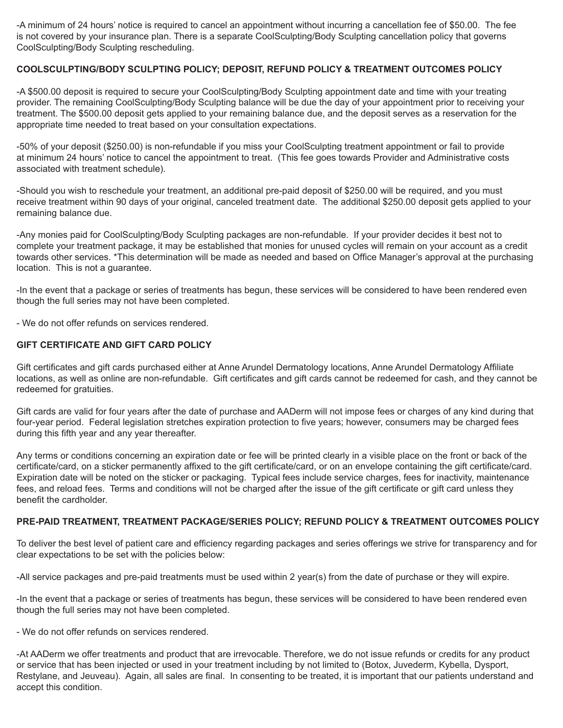-A minimum of 24 hours' notice is required to cancel an appointment without incurring a cancellation fee of $50.00. The fee is not covered by your insurance plan. There is a separate CoolSculpting/Body Sculpting cancellation policy that governs CoolSculpting/Body Sculpting rescheduling.

**COOLSCULPTING/BODY SCULPTING POLICY; DEPOSIT, REFUND POLICY & TREATMENT OUTCOMES POLICY**

-A $500.00 deposit is required to secure your CoolSculpting/Body Sculpting appointment date and time with your treating provider. The remaining CoolSculpting/Body Sculpting balance will be due the day of your appointment prior to receiving your treatment. The $500.00 deposit gets applied to your remaining balance due, and the deposit serves as a reservation for the appropriate time needed to treat based on your consultation expectations.

-50% of your deposit ($250.00) is non-refundable if you miss your CoolSculpting treatment appointment or fail to provide at minimum 24 hours' notice to cancel the appointment to treat. (This fee goes towards Provider and Administrative costs associated with treatment schedule).

-Should you wish to reschedule your treatment, an additional pre-paid deposit of $250.00 will be required, and you must receive treatment within 90 days of your original, canceled treatment date. The additional $250.00 deposit gets applied to your remaining balance due.

-Any monies paid for CoolSculpting/Body Sculpting packages are non-refundable. If your provider decides it best not to complete your treatment package, it may be established that monies for unused cycles will remain on your account as a credit towards other services. *This determination will be made as needed and based on Office Manager's approval at the purchasing location. This is not a guarantee.

-In the event that a package or series of treatments has begun, these services will be considered to have been rendered even though the full series may not have been completed.

- We do not offer refunds on services rendered.

**GIFT CERTIFICATE AND GIFT CARD POLICY**

Gift certificates and gift cards purchased either at Anne Arundel Dermatology locations, Anne Arundel Dermatology Affiliate locations, as well as online are non-refundable. Gift certificates and gift cards cannot be redeemed for cash, and they cannot be redeemed for gratuities.

Gift cards are valid for four years after the date of purchase and AADerm will not impose fees or charges of any kind during that four-year period. Federal legislation stretches expiration protection to five years; however, consumers may be charged fees during this fifth year and any year thereafter.

Any terms or conditions concerning an expiration date or fee will be printed clearly in a visible place on the front or back of the certificate/card, on a sticker permanently affixed to the gift certificate/card, or on an envelope containing the gift certificate/card. Expiration date will be noted on the sticker or packaging. Typical fees include service charges, fees for inactivity, maintenance fees, and reload fees. Terms and conditions will not be charged after the issue of the gift certificate or gift card unless they benefit the cardholder.

**PRE-PAID TREATMENT, TREATMENT PACKAGE/SERIES POLICY; REFUND POLICY & TREATMENT OUTCOMES POLICY**

To deliver the best level of patient care and efficiency regarding packages and series offerings we strive for transparency and for clear expectations to be set with the policies below:

-All service packages and pre-paid treatments must be used within 2 year(s) from the date of purchase or they will expire.

-In the event that a package or series of treatments has begun, these services will be considered to have been rendered even though the full series may not have been completed.

- We do not offer refunds on services rendered.

-At AADerm we offer treatments and product that are irrevocable. Therefore, we do not issue refunds or credits for any product or service that has been injected or used in your treatment including by not limited to (Botox, Juvederm, Kybella, Dysport, Restylane, and Jeuveau). Again, all sales are final. In consenting to be treated, it is important that our patients understand and accept this condition.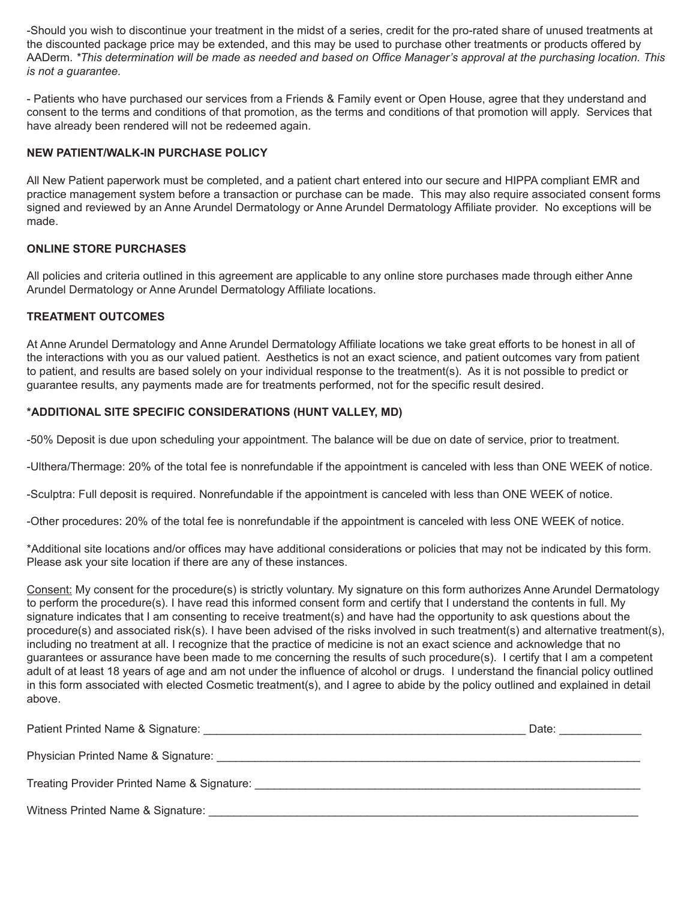-Should you wish to discontinue your treatment in the midst of a series, credit for the pro-rated share of unused treatments at the discounted package price may be extended, and this may be used to purchase other treatments or products offered by AADerm. **This determination will be made as needed and based on Office Manager's approval at the purchasing location. This is not a guarantee.*

- Patients who have purchased our services from a Friends & Family event or Open House, agree that they understand and consent to the terms and conditions of that promotion, as the terms and conditions of that promotion will apply. Services that have already been rendered will not be redeemed again.

**NEW PATIENT/WALK-IN PURCHASE POLICY**

All New Patient paperwork must be completed, and a patient chart entered into our secure and HIPPA compliant EMR and practice management system before a transaction or purchase can be made. This may also require associated consent forms signed and reviewed by an Anne Arundel Dermatology or Anne Arundel Dermatology Affiliate provider. No exceptions will be made.

**ONLINE STORE PURCHASES**

All policies and criteria outlined in this agreement are applicable to any online store purchases made through either Anne Arundel Dermatology or Anne Arundel Dermatology Affiliate locations.

**TREATMENT OUTCOMES**

At Anne Arundel Dermatology and Anne Arundel Dermatology Affiliate locations we take great efforts to be honest in all of the interactions with you as our valued patient. Aesthetics is not an exact science, and patient outcomes vary from patient to patient, and results are based solely on your individual response to the treatment(s). As it is not possible to predict or guarantee results, any payments made are for treatments performed, not for the specific result desired.

**\*ADDITIONAL SITE SPECIFIC CONSIDERATIONS (HUNT VALLEY, MD)**

-50% Deposit is due upon scheduling your appointment. The balance will be due on date of service, prior to treatment.

-Ulthera/Thermage: 20% of the total fee is nonrefundable if the appointment is canceled with less than ONE WEEK of notice.

-Sculptra: Full deposit is required. Nonrefundable if the appointment is canceled with less than ONE WEEK of notice.

-Other procedures: 20% of the total fee is nonrefundable if the appointment is canceled with less ONE WEEK of notice.

*Additional site locations and/or offices may have additional considerations or policies that may not be indicated by this form. Please ask your site location if there are any of these instances.

Consent: My consent for the procedure(s) is strictly voluntary. My signature on this form authorizes Anne Arundel Dermatology to perform the procedure(s). I have read this informed consent form and certify that I understand the contents in full. My signature indicates that I am consenting to receive treatment(s) and have had the opportunity to ask questions about the procedure(s) and associated risk(s). I have been advised of the risks involved in such treatment(s) and alternative treatment(s), including no treatment at all. I recognize that the practice of medicine is not an exact science and acknowledge that no guarantees or assurance have been made to me concerning the results of such procedure(s). I certify that I am a competent adult of at least 18 years of age and am not under the influence of alcohol or drugs. I understand the financial policy outlined in this form associated with elected Cosmetic treatment(s), and I agree to abide by the policy outlined and explained in detail above.

Patient Printed Name & Signature: ______________________________________________________ Date: _____________

Physician Printed Name & Signature: _______________________________________________________________________

Treating Provider Printed Name & Signature: _________________________________________________________________

Witness Printed Name & Signature: ________________________________________________________________________